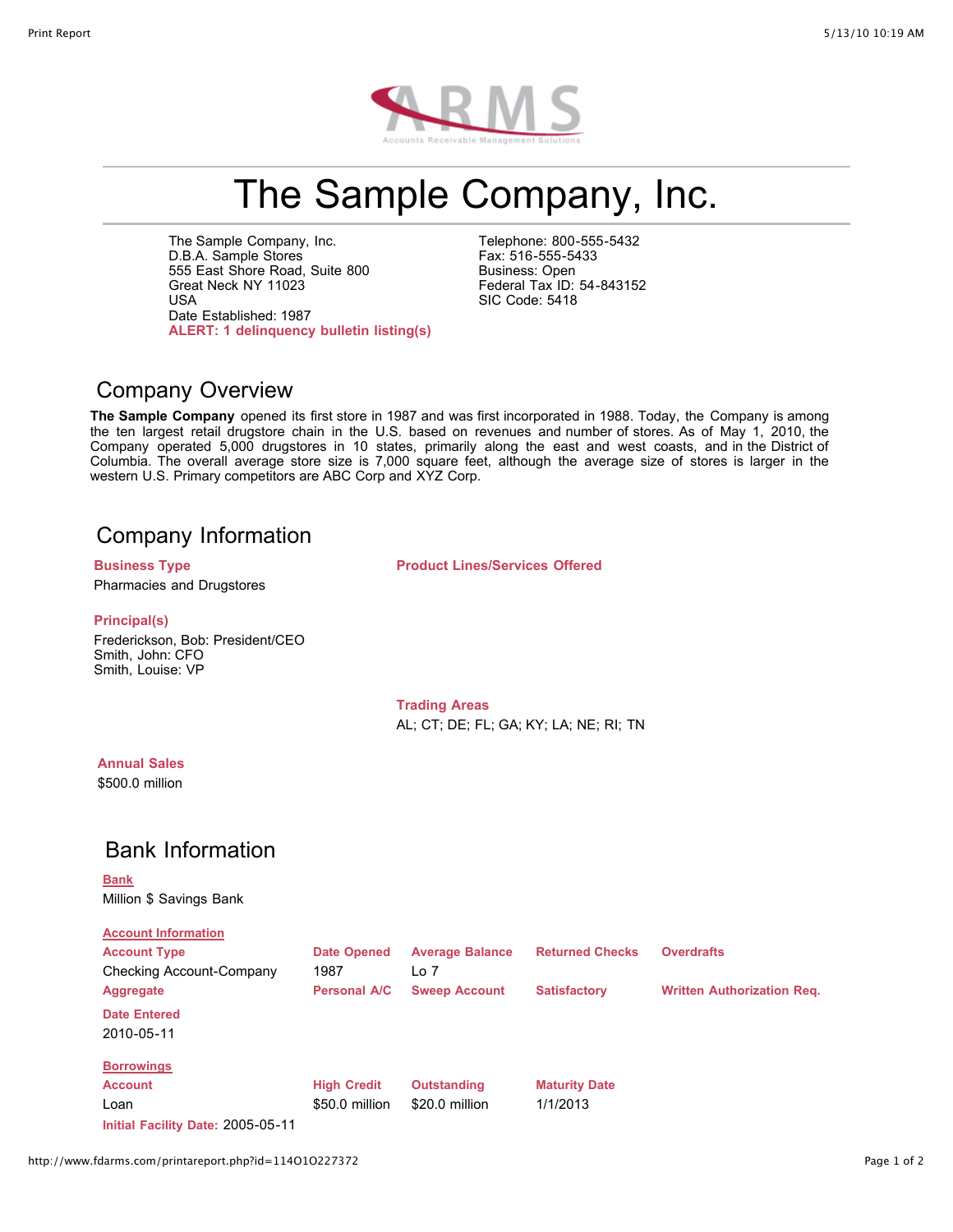# The Sample Company, Inc.

The Sample Company, Inc.
D.B.A. Sample Stores
555 East Shore Road, Suite 800
Great Neck NY 11023
USA
Date Established: 1987
**ALERT: 1 delinquency bulletin listing(s)**

Telephone: 800-555-5432
Fax: 516-555-5433
Business: Open
Federal Tax ID: 54-843152
SIC Code: 5418

## Company Overview

**The Sample Company** opened its first store in 1987 and was first incorporated in 1988. Today, the Company is among the ten largest retail drugstore chain in the U.S. based on revenues and number of stores. As of May 1, 2010, the Company operated 5,000 drugstores in 10 states, primarily along the east and west coasts, and in the District of Columbia. The overall average store size is 7,000 square feet, although the average size of stores is larger in the western U.S. Primary competitors are ABC Corp and XYZ Corp.

## Company Information

**Business Type**

Pharmacies and Drugstores

**Product Lines/Services Offered**

**Principal(s)**

Frederickson, Bob: President/CEO
Smith, John: CFO
Smith, Louise: VP

**Trading Areas**

AL; CT; DE; FL; GA; KY; LA; NE; RI; TN

**Annual Sales**

$500.0 million

## Bank Information

**Bank**

Million $ Savings Bank

**Account Information**

| Account Type | Date Opened | Average Balance | Returned Checks | Overdrafts |
|---|---|---|---|---|
| Checking Account-Company | 1987 | Lo 7 | | |
| **Aggregate** | **Personal A/C** | **Sweep Account** | **Satisfactory** | **Written Authorization Req.** |

**Date Entered**

2010-05-11

**Borrowings**

| Account | High Credit | Outstanding | Maturity Date |
|---|---|---|---|
| Loan | $50.0 million | $20.0 million | 1/1/2013 |

**Initial Facility Date:** 2005-05-11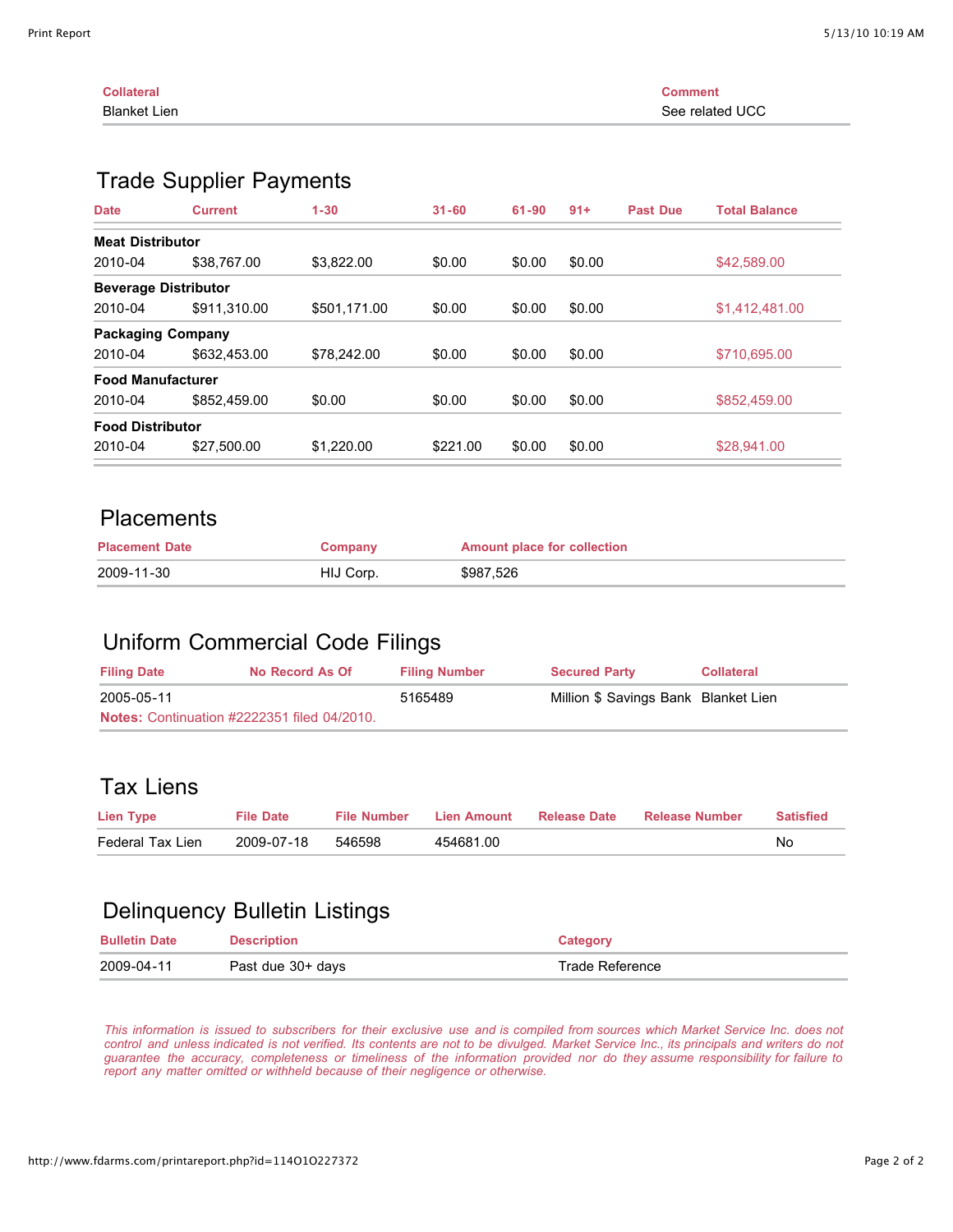| Collateral | Comment |
|---|---|
| Blanket Lien | See related UCC |

## Trade Supplier Payments

| Date | Current | 1-30 | 31-60 | 61-90 | 91+ | Past Due | Total Balance |
|---|---|---|---|---|---|---|---|
| **Meat Distributor** | | | | | | | |
| 2010-04 | $38,767.00 | $3,822.00 | $0.00 | $0.00 | $0.00 | | $42,589.00 |
| **Beverage Distributor** | | | | | | | |
| 2010-04 | $911,310.00 | $501,171.00 | $0.00 | $0.00 | $0.00 | | $1,412,481.00 |
| **Packaging Company** | | | | | | | |
| 2010-04 | $632,453.00 | $78,242.00 | $0.00 | $0.00 | $0.00 | | $710,695.00 |
| **Food Manufacturer** | | | | | | | |
| 2010-04 | $852,459.00 | $0.00 | $0.00 | $0.00 | $0.00 | | $852,459.00 |
| **Food Distributor** | | | | | | | |
| 2010-04 | $27,500.00 | $1,220.00 | $221.00 | $0.00 | $0.00 | | $28,941.00 |

## Placements

| Placement Date | Company | Amount place for collection |
|---|---|---|
| 2009-11-30 | HIJ Corp. | $987,526 |

## Uniform Commercial Code Filings

| Filing Date | No Record As Of | Filing Number | Secured Party | Collateral |
|---|---|---|---|---|
| 2005-05-11 | | 5165489 | Million $ Savings Bank | Blanket Lien |
| **Notes:** Continuation #2222351 filed 04/2010. | | | | |

## Tax Liens

| Lien Type | File Date | File Number | Lien Amount | Release Date | Release Number | Satisfied |
|---|---|---|---|---|---|---|
| Federal Tax Lien | 2009-07-18 | 546598 | 454681.00 | | | No |

## Delinquency Bulletin Listings

| Bulletin Date | Description | Category |
|---|---|---|
| 2009-04-11 | Past due 30+ days | Trade Reference |

*This information is issued to subscribers for their exclusive use and is compiled from sources which Market Service Inc. does not control and unless indicated is not verified. Its contents are not to be divulged. Market Service Inc., its principals and writers do not guarantee the accuracy, completeness or timeliness of the information provided nor do they assume responsibility for failure to report any matter omitted or withheld because of their negligence or otherwise.*